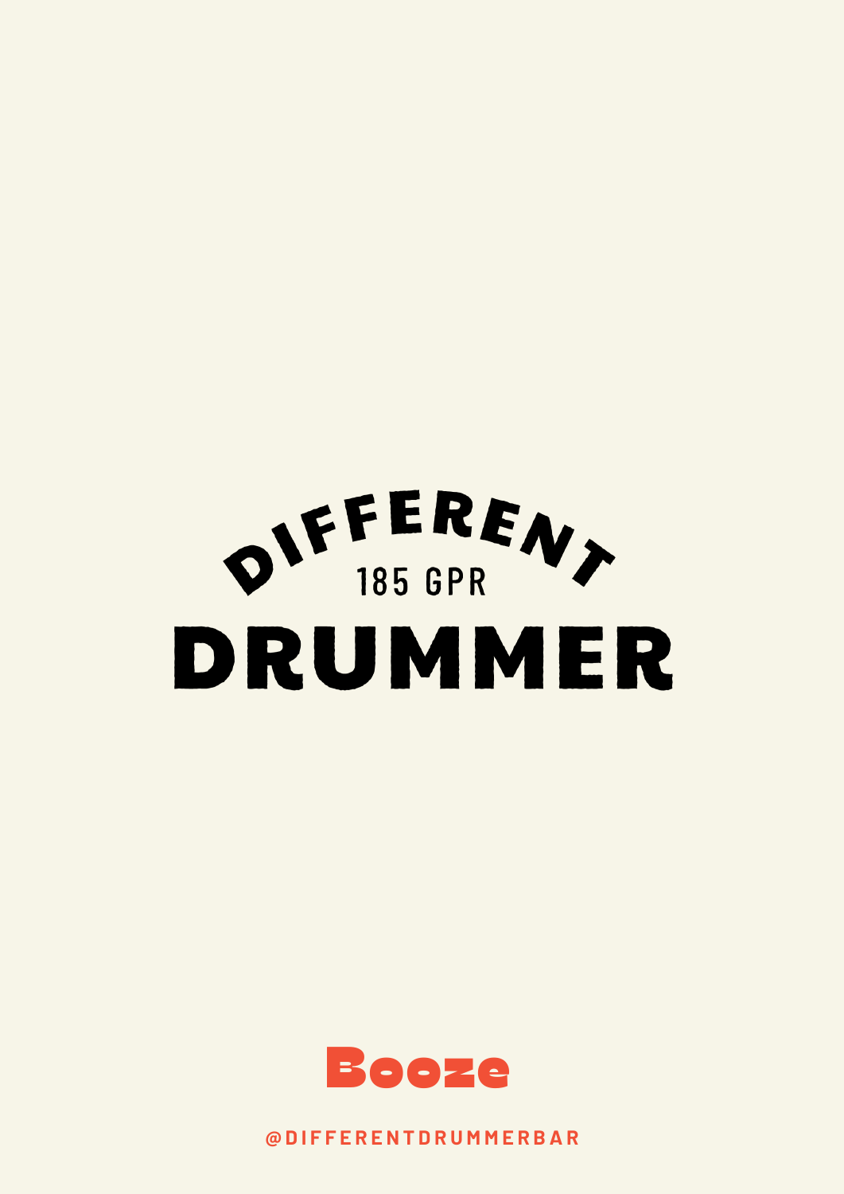# DIFFERENT DRUMMER

185 GPR

## Booze

@DIFFERENTDRUMMERBAR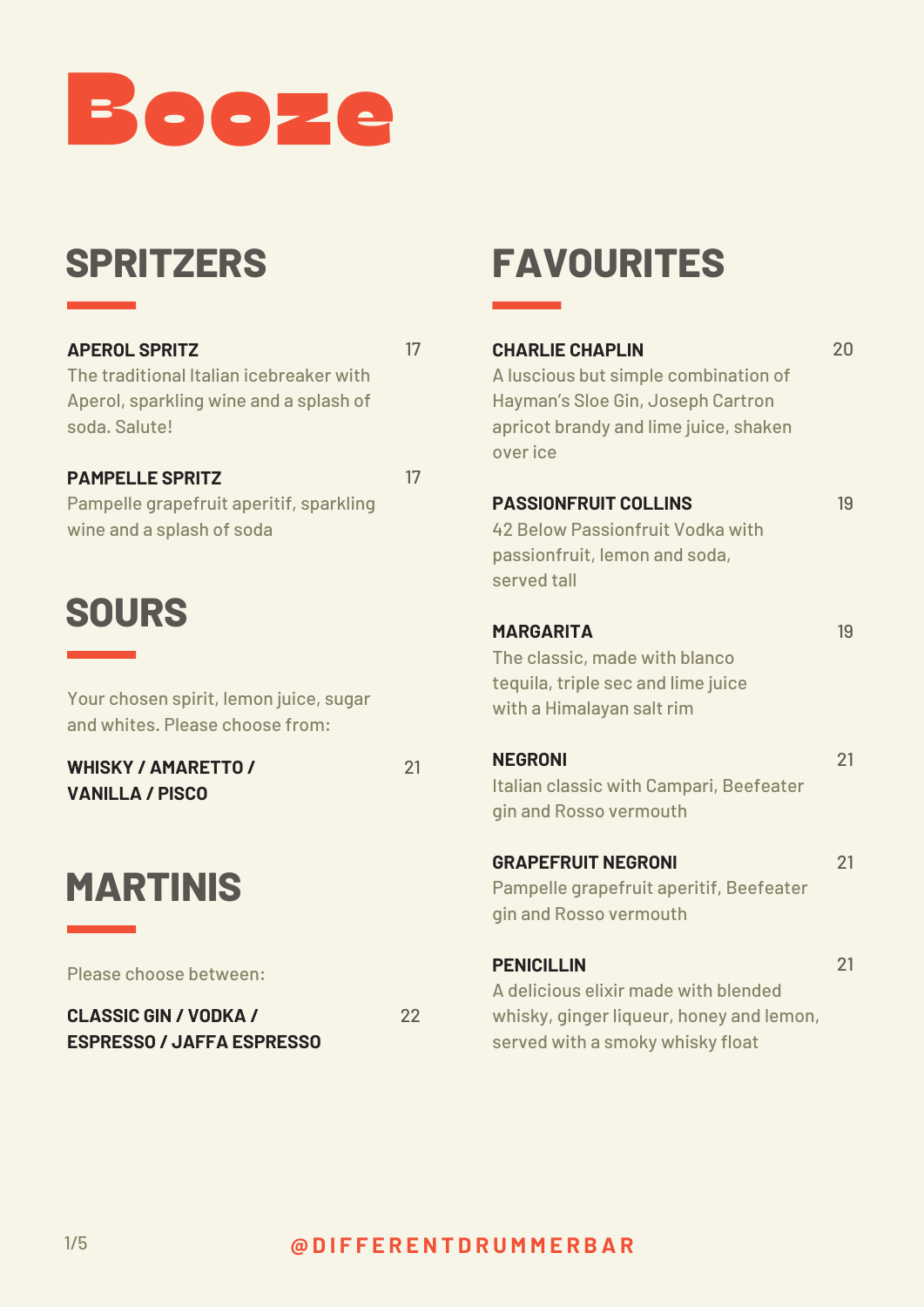# Booze

## SPRITZERS

**APEROL SPRITZ** 17

The traditional Italian icebreaker with Aperol, sparkling wine and a splash of soda. Salute!

**PAMPELLE SPRITZ** 17

Pampelle grapefruit aperitif, sparkling wine and a splash of soda

## SOURS

Your chosen spirit, lemon juice, sugar and whites. Please choose from:

**WHISKY / AMARETTO / VANILLA / PISCO** 21

## MARTINIS

Please choose between:

**CLASSIC GIN / VODKA / ESPRESSO / JAFFA ESPRESSO** 22

## FAVOURITES

**CHARLIE CHAPLIN** 20

A luscious but simple combination of Hayman's Sloe Gin, Joseph Cartron apricot brandy and lime juice, shaken over ice

**PASSIONFRUIT COLLINS** 19

42 Below Passionfruit Vodka with passionfruit, lemon and soda, served tall

**MARGARITA** 19

The classic, made with blanco tequila, triple sec and lime juice with a Himalayan salt rim

**NEGRONI** 21

Italian classic with Campari, Beefeater gin and Rosso vermouth

**GRAPEFRUIT NEGRONI** 21

Pampelle grapefruit aperitif, Beefeater gin and Rosso vermouth

**PENICILLIN** 21

A delicious elixir made with blended whisky, ginger liqueur, honey and lemon, served with a smoky whisky float

@DIFFERENTDRUMMERBAR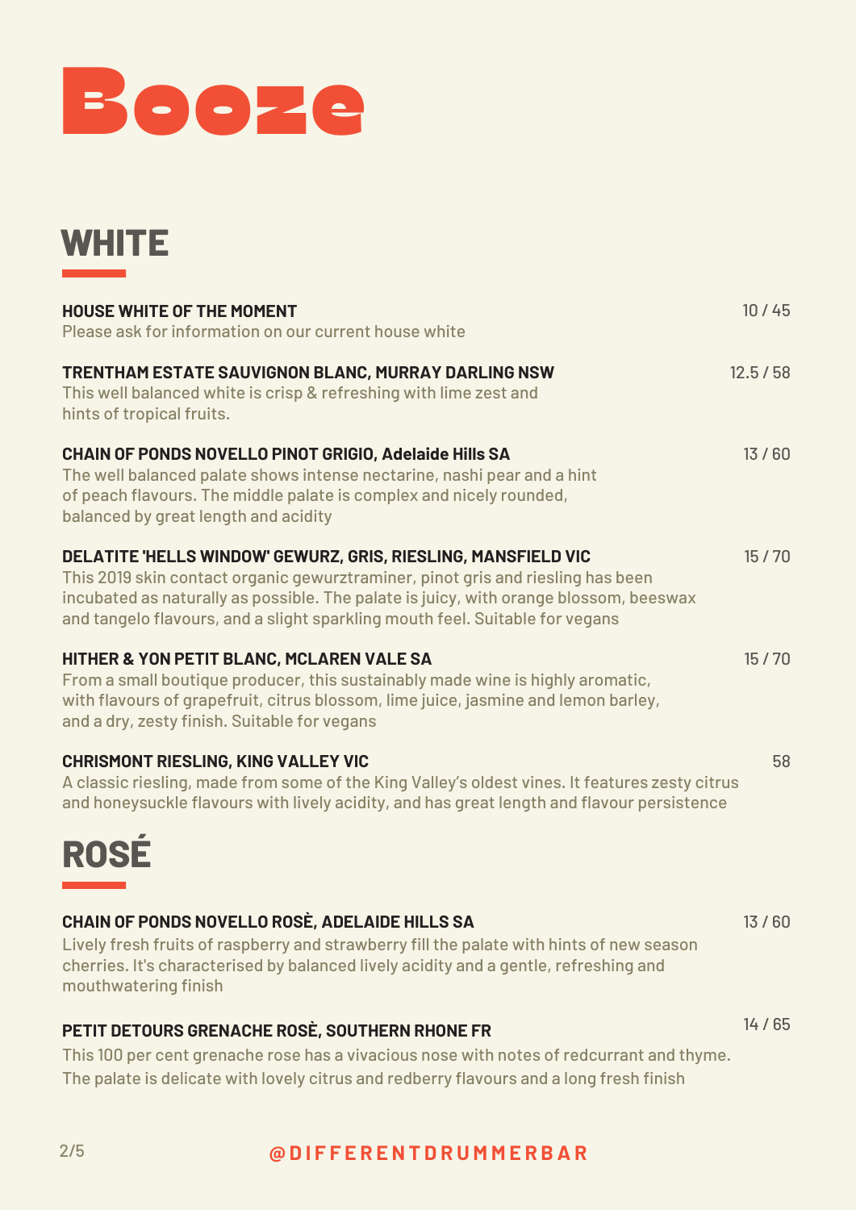# Booze

## WHITE

**HOUSE WHITE OF THE MOMENT** — 10 / 45
Please ask for information on our current house white

**TRENTHAM ESTATE SAUVIGNON BLANC, MURRAY DARLING NSW** — 12.5 / 58
This well balanced white is crisp & refreshing with lime zest and hints of tropical fruits.

**CHAIN OF PONDS NOVELLO PINOT GRIGIO, Adelaide Hills SA** — 13 / 60
The well balanced palate shows intense nectarine, nashi pear and a hint of peach flavours. The middle palate is complex and nicely rounded, balanced by great length and acidity

**DELATITE 'HELLS WINDOW' GEWURZ, GRIS, RIESLING, MANSFIELD VIC** — 15 / 70
This 2019 skin contact organic gewurztraminer, pinot gris and riesling has been incubated as naturally as possible. The palate is juicy, with orange blossom, beeswax and tangelo flavours, and a slight sparkling mouth feel. Suitable for vegans

**HITHER & YON PETIT BLANC, MCLAREN VALE SA** — 15 / 70
From a small boutique producer, this sustainably made wine is highly aromatic, with flavours of grapefruit, citrus blossom, lime juice, jasmine and lemon barley, and a dry, zesty finish. Suitable for vegans

**CHRISMONT RIESLING, KING VALLEY VIC** — 58
A classic riesling, made from some of the King Valley's oldest vines. It features zesty citrus and honeysuckle flavours with lively acidity, and has great length and flavour persistence

## ROSÉ

**CHAIN OF PONDS NOVELLO ROSÈ, ADELAIDE HILLS SA** — 13 / 60
Lively fresh fruits of raspberry and strawberry fill the palate with hints of new season cherries. It's characterised by balanced lively acidity and a gentle, refreshing and mouthwatering finish

**PETIT DETOURS GRENACHE ROSÈ, SOUTHERN RHONE FR** — 14 / 65
This 100 per cent grenache rose has a vivacious nose with notes of redcurrant and thyme. The palate is delicate with lovely citrus and redberry flavours and a long fresh finish

@DIFFERENTDRUMMERBAR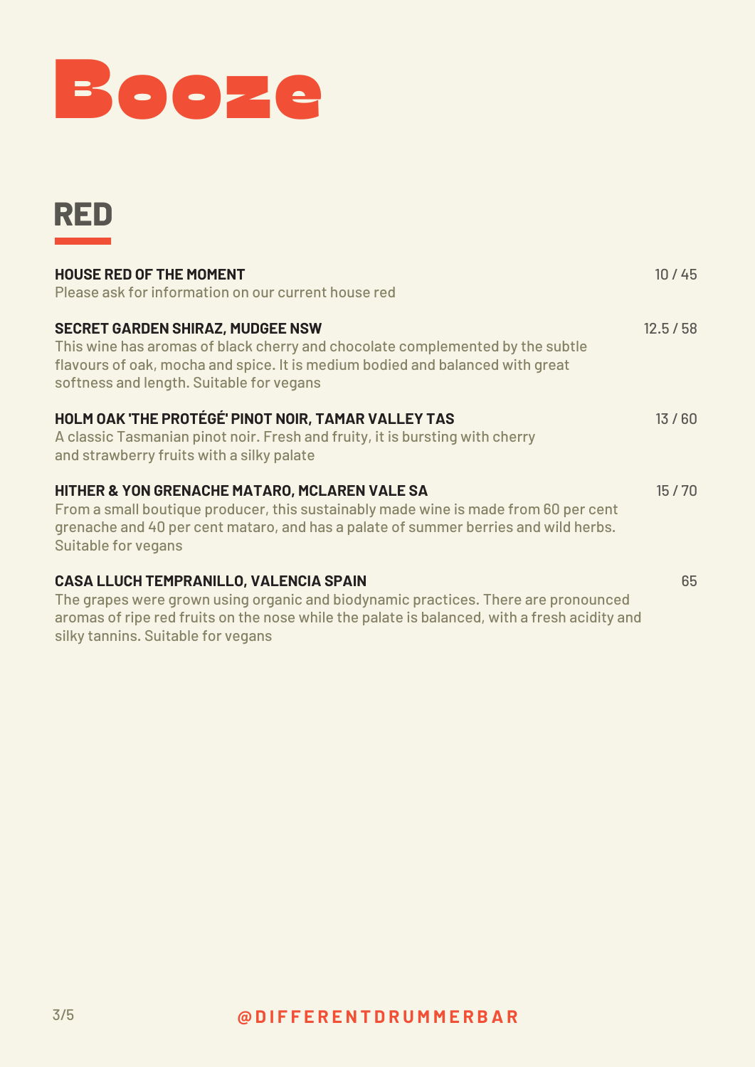# Booze

## RED

**HOUSE RED OF THE MOMENT** 10 / 45
Please ask for information on our current house red

**SECRET GARDEN SHIRAZ, MUDGEE NSW** 12.5 / 58
This wine has aromas of black cherry and chocolate complemented by the subtle flavours of oak, mocha and spice. It is medium bodied and balanced with great softness and length. Suitable for vegans

**HOLM OAK 'THE PROTÉGÉ' PINOT NOIR, TAMAR VALLEY TAS** 13 / 60
A classic Tasmanian pinot noir. Fresh and fruity, it is bursting with cherry and strawberry fruits with a silky palate

**HITHER & YON GRENACHE MATARO, MCLAREN VALE SA** 15 / 70
From a small boutique producer, this sustainably made wine is made from 60 per cent grenache and 40 per cent mataro, and has a palate of summer berries and wild herbs. Suitable for vegans

**CASA LLUCH TEMPRANILLO, VALENCIA SPAIN** 65
The grapes were grown using organic and biodynamic practices. There are pronounced aromas of ripe red fruits on the nose while the palate is balanced, with a fresh acidity and silky tannins. Suitable for vegans

@DIFFERENTDRUMMERBAR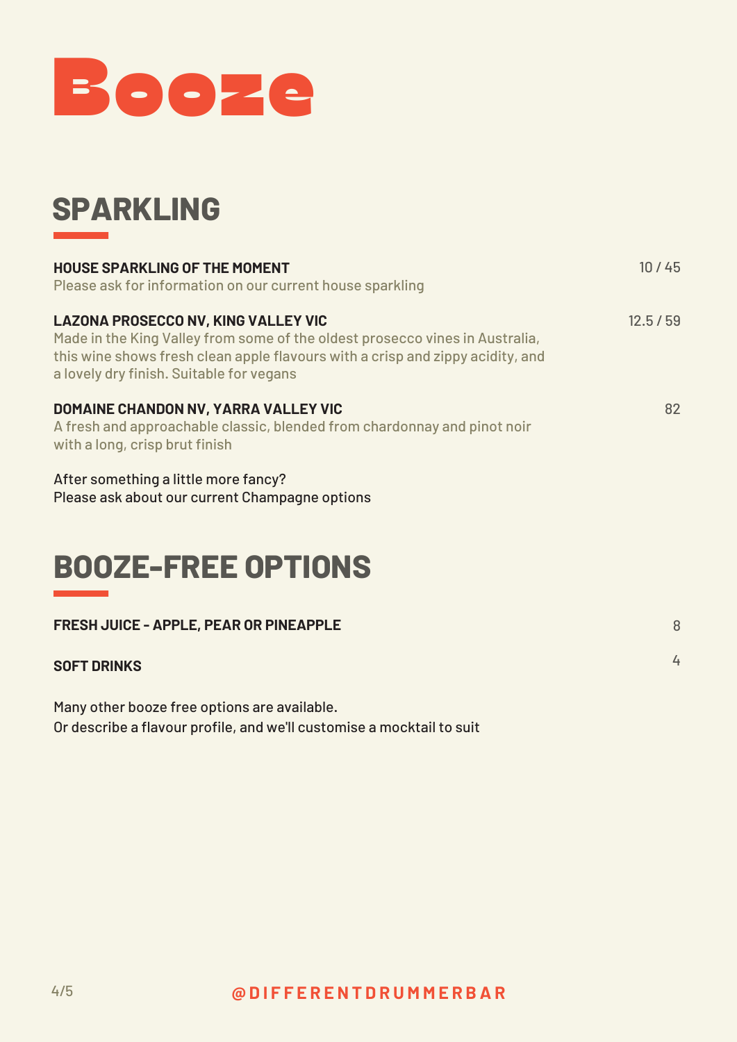# Booze

## SPARKLING

**HOUSE SPARKLING OF THE MOMENT** — 10 / 45
Please ask for information on our current house sparkling

**LAZONA PROSECCO NV, KING VALLEY VIC** — 12.5 / 59
Made in the King Valley from some of the oldest prosecco vines in Australia, this wine shows fresh clean apple flavours with a crisp and zippy acidity, and a lovely dry finish. Suitable for vegans

**DOMAINE CHANDON NV, YARRA VALLEY VIC** — 82
A fresh and approachable classic, blended from chardonnay and pinot noir with a long, crisp brut finish

After something a little more fancy?
Please ask about our current Champagne options

## BOOZE-FREE OPTIONS

**FRESH JUICE - APPLE, PEAR OR PINEAPPLE** — 8

**SOFT DRINKS** — 4

Many other booze free options are available.
Or describe a flavour profile, and we'll customise a mocktail to suit

@DIFFERENTDRUMMERBAR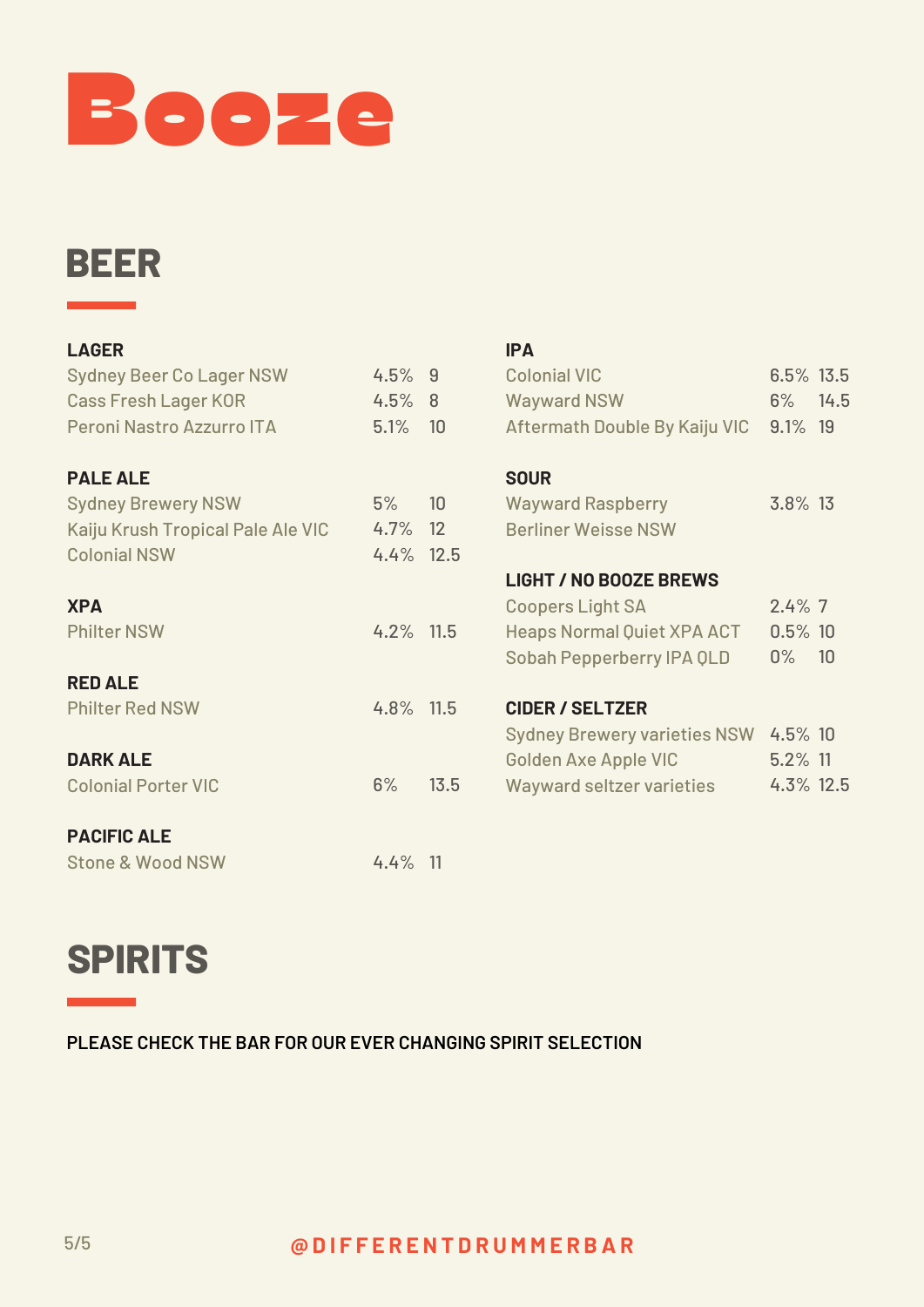# Booze

## BEER

### LAGER

| | | |
|---|---|---|
| Sydney Beer Co Lager NSW | 4.5% | 9 |
| Cass Fresh Lager KOR | 4.5% | 8 |
| Peroni Nastro Azzurro ITA | 5.1% | 10 |

### PALE ALE

| | | |
|---|---|---|
| Sydney Brewery NSW | 5% | 10 |
| Kaiju Krush Tropical Pale Ale VIC | 4.7% | 12 |
| Colonial NSW | 4.4% | 12.5 |

### XPA

| | | |
|---|---|---|
| Philter NSW | 4.2% | 11.5 |

### RED ALE

| | | |
|---|---|---|
| Philter Red NSW | 4.8% | 11.5 |

### DARK ALE

| | | |
|---|---|---|
| Colonial Porter VIC | 6% | 13.5 |

### PACIFIC ALE

| | | |
|---|---|---|
| Stone & Wood NSW | 4.4% | 11 |

### IPA

| | | |
|---|---|---|
| Colonial VIC | 6.5% | 13.5 |
| Wayward NSW | 6% | 14.5 |
| Aftermath Double By Kaiju VIC | 9.1% | 19 |

### SOUR

| | | |
|---|---|---|
| Wayward Raspberry Berliner Weisse NSW | 3.8% | 13 |

### LIGHT / NO BOOZE BREWS

| | | |
|---|---|---|
| Coopers Light SA | 2.4% | 7 |
| Heaps Normal Quiet XPA ACT | 0.5% | 10 |
| Sobah Pepperberry IPA QLD | 0% | 10 |

### CIDER / SELTZER

| | | |
|---|---|---|
| Sydney Brewery varieties NSW | 4.5% | 10 |
| Golden Axe Apple VIC | 5.2% | 11 |
| Wayward seltzer varieties | 4.3% | 12.5 |

## SPIRITS

**PLEASE CHECK THE BAR FOR OUR EVER CHANGING SPIRIT SELECTION**

@DIFFERENTDRUMMERBAR